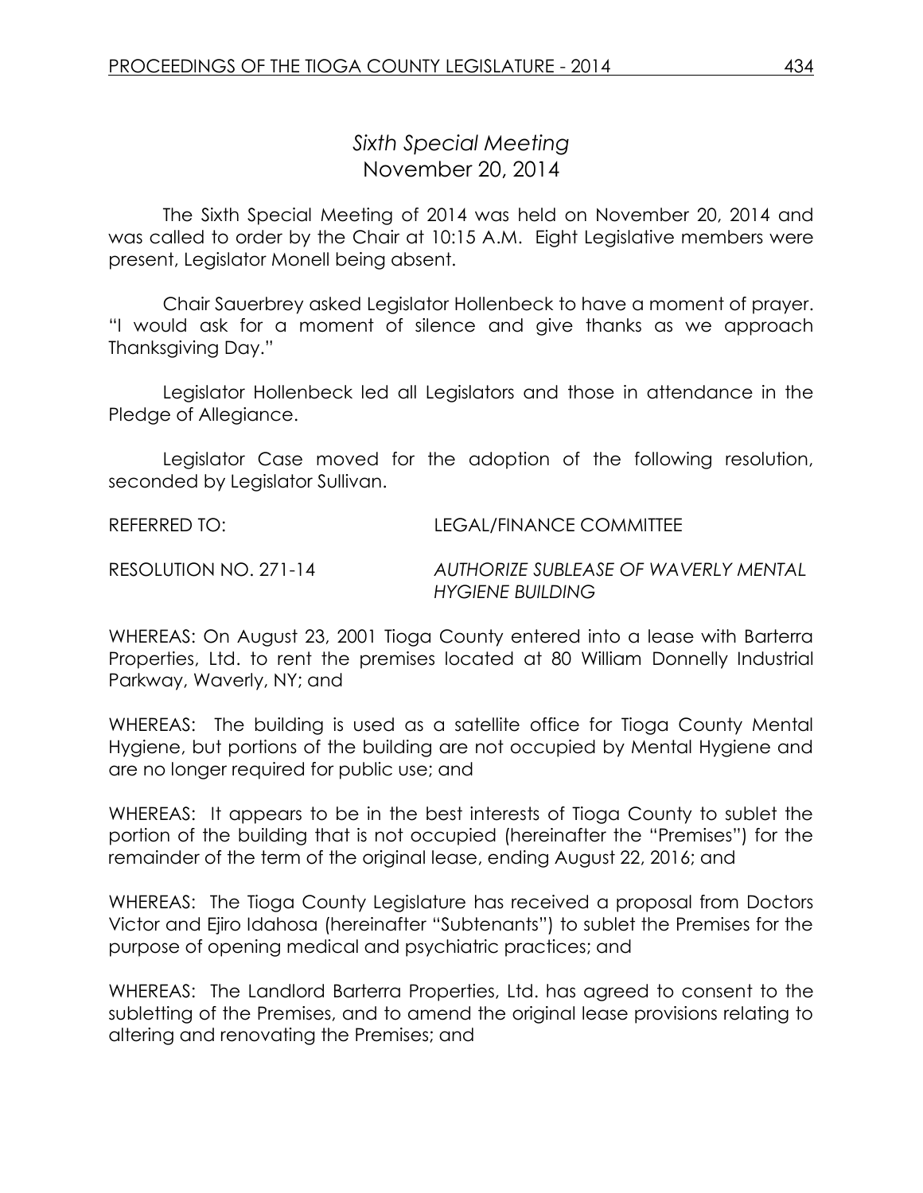# *Sixth Special Meeting*
## November 20, 2014

The Sixth Special Meeting of 2014 was held on November 20, 2014 and was called to order by the Chair at 10:15 A.M. Eight Legislative members were present, Legislator Monell being absent.

Chair Sauerbrey asked Legislator Hollenbeck to have a moment of prayer. "I would ask for a moment of silence and give thanks as we approach Thanksgiving Day."

Legislator Hollenbeck led all Legislators and those in attendance in the Pledge of Allegiance.

Legislator Case moved for the adoption of the following resolution, seconded by Legislator Sullivan.

REFERRED TO: LEGAL/FINANCE COMMITTEE

RESOLUTION NO. 271-14 *AUTHORIZE SUBLEASE OF WAVERLY MENTAL HYGIENE BUILDING*

WHEREAS: On August 23, 2001 Tioga County entered into a lease with Barterra Properties, Ltd. to rent the premises located at 80 William Donnelly Industrial Parkway, Waverly, NY; and

WHEREAS: The building is used as a satellite office for Tioga County Mental Hygiene, but portions of the building are not occupied by Mental Hygiene and are no longer required for public use; and

WHEREAS: It appears to be in the best interests of Tioga County to sublet the portion of the building that is not occupied (hereinafter the "Premises") for the remainder of the term of the original lease, ending August 22, 2016; and

WHEREAS: The Tioga County Legislature has received a proposal from Doctors Victor and Ejiro Idahosa (hereinafter "Subtenants") to sublet the Premises for the purpose of opening medical and psychiatric practices; and

WHEREAS: The Landlord Barterra Properties, Ltd. has agreed to consent to the subletting of the Premises, and to amend the original lease provisions relating to altering and renovating the Premises; and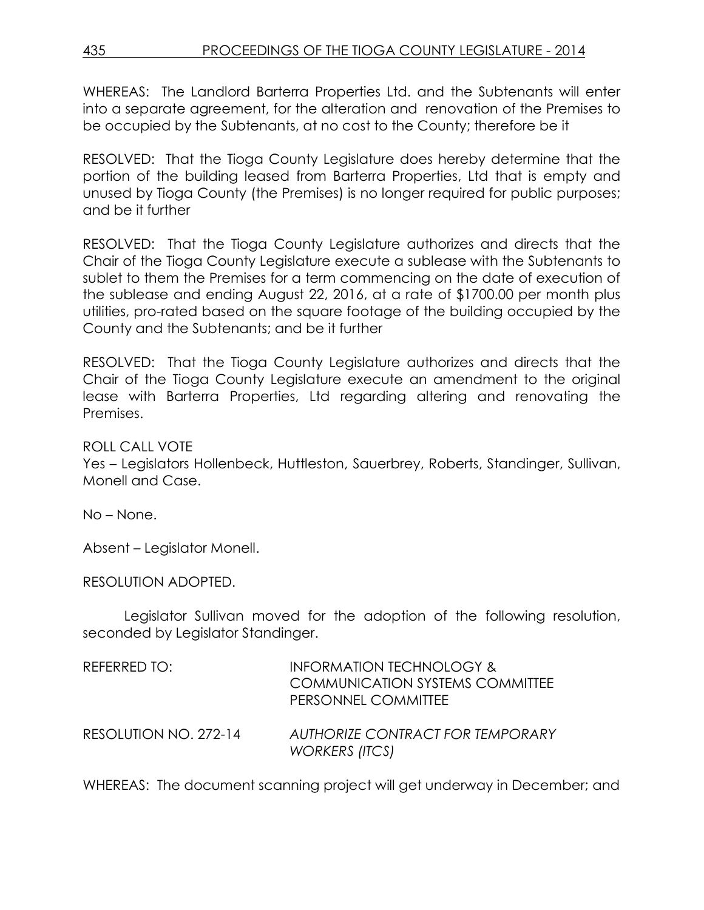WHEREAS: The Landlord Barterra Properties Ltd. and the Subtenants will enter into a separate agreement, for the alteration and renovation of the Premises to be occupied by the Subtenants, at no cost to the County; therefore be it

RESOLVED: That the Tioga County Legislature does hereby determine that the portion of the building leased from Barterra Properties, Ltd that is empty and unused by Tioga County (the Premises) is no longer required for public purposes; and be it further

RESOLVED: That the Tioga County Legislature authorizes and directs that the Chair of the Tioga County Legislature execute a sublease with the Subtenants to sublet to them the Premises for a term commencing on the date of execution of the sublease and ending August 22, 2016, at a rate of $1700.00 per month plus utilities, pro-rated based on the square footage of the building occupied by the County and the Subtenants; and be it further

RESOLVED: That the Tioga County Legislature authorizes and directs that the Chair of the Tioga County Legislature execute an amendment to the original lease with Barterra Properties, Ltd regarding altering and renovating the Premises.

ROLL CALL VOTE
Yes – Legislators Hollenbeck, Huttleston, Sauerbrey, Roberts, Standinger, Sullivan, Monell and Case.

No – None.

Absent – Legislator Monell.

RESOLUTION ADOPTED.

Legislator Sullivan moved for the adoption of the following resolution, seconded by Legislator Standinger.

REFERRED TO: INFORMATION TECHNOLOGY & COMMUNICATION SYSTEMS COMMITTEE
PERSONNEL COMMITTEE

RESOLUTION NO. 272-14 *AUTHORIZE CONTRACT FOR TEMPORARY WORKERS (ITCS)*

WHEREAS: The document scanning project will get underway in December; and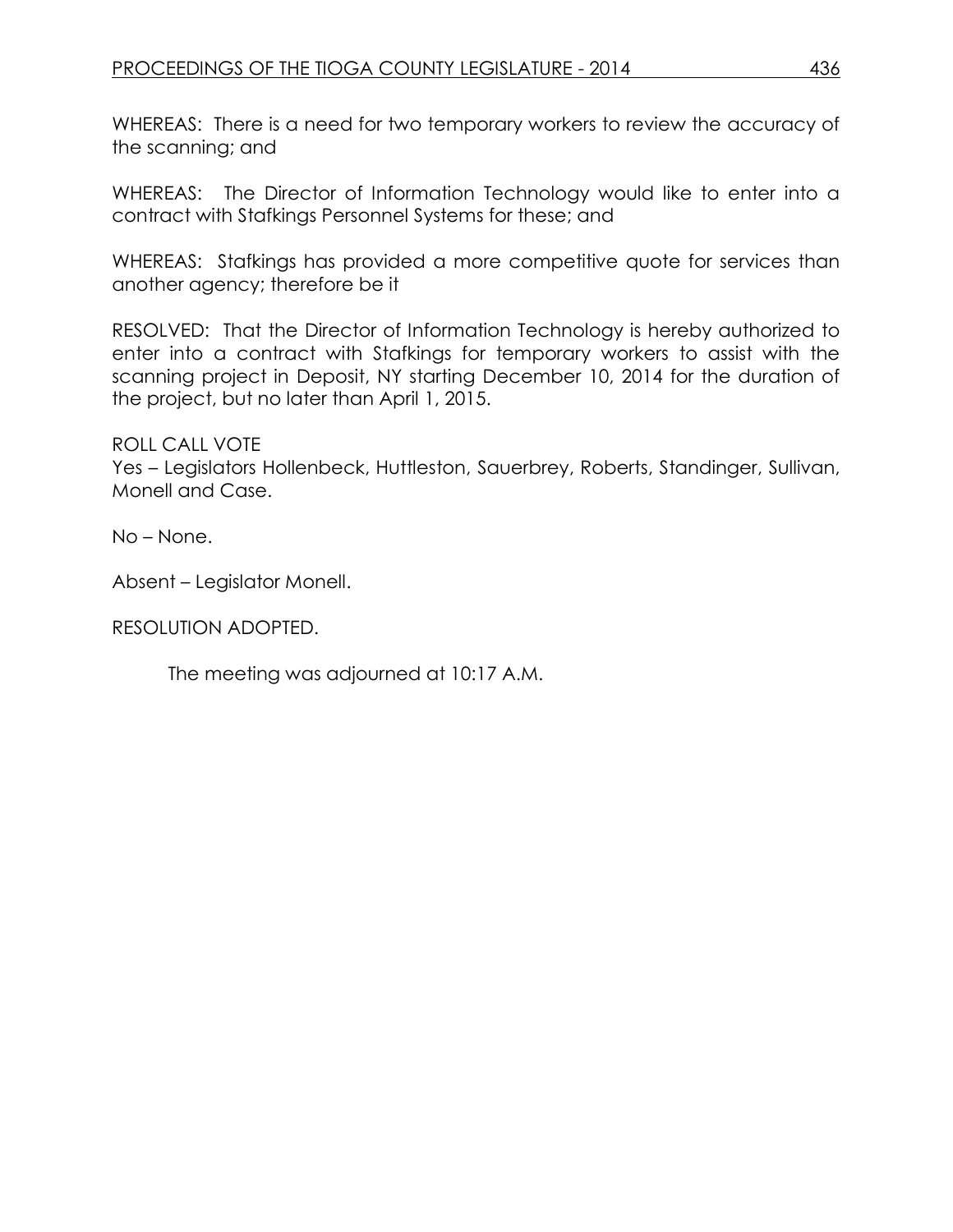WHEREAS: There is a need for two temporary workers to review the accuracy of the scanning; and

WHEREAS: The Director of Information Technology would like to enter into a contract with Stafkings Personnel Systems for these; and

WHEREAS: Stafkings has provided a more competitive quote for services than another agency; therefore be it

RESOLVED: That the Director of Information Technology is hereby authorized to enter into a contract with Stafkings for temporary workers to assist with the scanning project in Deposit, NY starting December 10, 2014 for the duration of the project, but no later than April 1, 2015.

ROLL CALL VOTE
Yes – Legislators Hollenbeck, Huttleston, Sauerbrey, Roberts, Standinger, Sullivan, Monell and Case.

No – None.

Absent – Legislator Monell.

RESOLUTION ADOPTED.

The meeting was adjourned at 10:17 A.M.